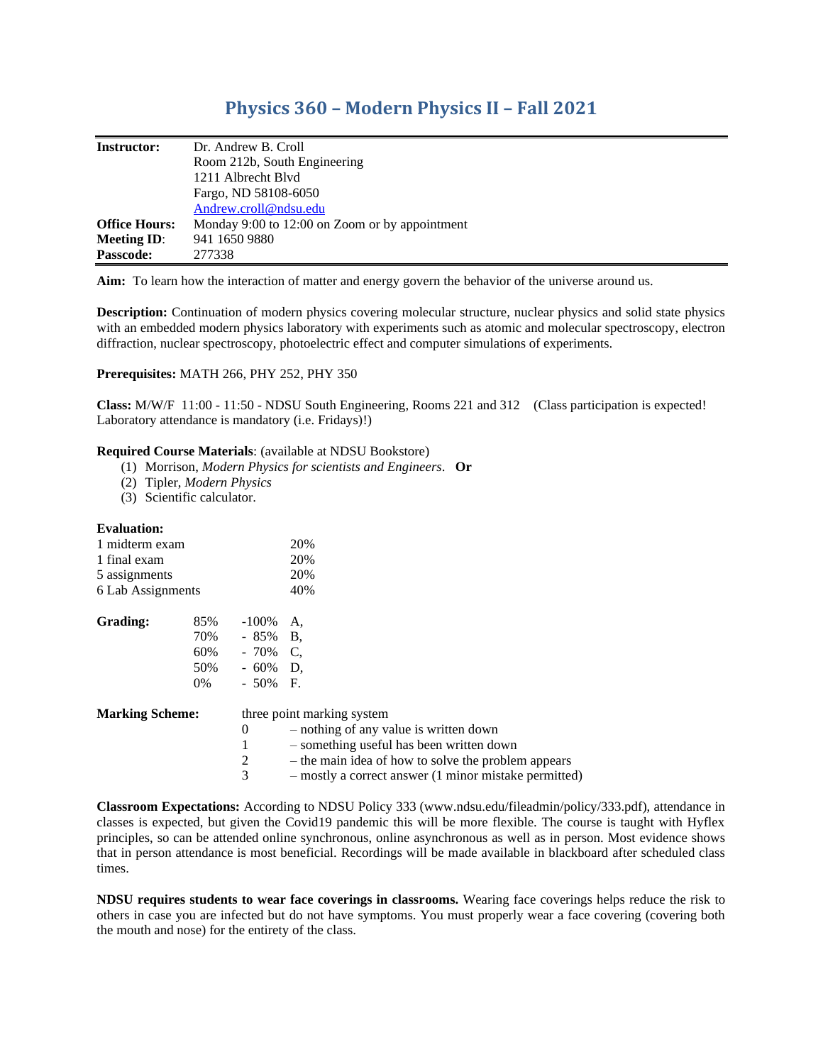# Physics 360 – Modern Physics II – Fall 2021

| | |
|---|---|
| **Instructor:** | Dr. Andrew B. Croll<br>Room 212b, South Engineering<br>1211 Albrecht Blvd<br>Fargo, ND 58108-6050<br>Andrew.croll@ndsu.edu |
| **Office Hours:** | Monday 9:00 to 12:00 on Zoom or by appointment |
| **Meeting ID:** | 941 1650 9880 |
| **Passcode:** | 277338 |

**Aim:** To learn how the interaction of matter and energy govern the behavior of the universe around us.

**Description:** Continuation of modern physics covering molecular structure, nuclear physics and solid state physics with an embedded modern physics laboratory with experiments such as atomic and molecular spectroscopy, electron diffraction, nuclear spectroscopy, photoelectric effect and computer simulations of experiments.

**Prerequisites:** MATH 266, PHY 252, PHY 350

**Class:** M/W/F 11:00 - 11:50 - NDSU South Engineering, Rooms 221 and 312 (Class participation is expected! Laboratory attendance is mandatory (i.e. Fridays)!)

**Required Course Materials**: (available at NDSU Bookstore)

(1) Morrison, *Modern Physics for scientists and Engineers*. **Or**
(2) Tipler, *Modern Physics*
(3) Scientific calculator.

**Evaluation:**

| | |
|---|---|
| 1 midterm exam | 20% |
| 1 final exam | 20% |
| 5 assignments | 20% |
| 6 Lab Assignments | 40% |

**Grading:**

| | |
|---|---|
| 85% -100% | A, |
| 70% - 85% | B, |
| 60% - 70% | C, |
| 50% - 60% | D, |
| 0% - 50% | F. |

**Marking Scheme:** three point marking system

- 0 – nothing of any value is written down
- 1 – something useful has been written down
- 2 – the main idea of how to solve the problem appears
- 3 – mostly a correct answer (1 minor mistake permitted)

**Classroom Expectations:** According to NDSU Policy 333 (www.ndsu.edu/fileadmin/policy/333.pdf), attendance in classes is expected, but given the Covid19 pandemic this will be more flexible. The course is taught with Hyflex principles, so can be attended online synchronous, online asynchronous as well as in person. Most evidence shows that in person attendance is most beneficial. Recordings will be made available in blackboard after scheduled class times.

**NDSU requires students to wear face coverings in classrooms.** Wearing face coverings helps reduce the risk to others in case you are infected but do not have symptoms. You must properly wear a face covering (covering both the mouth and nose) for the entirety of the class.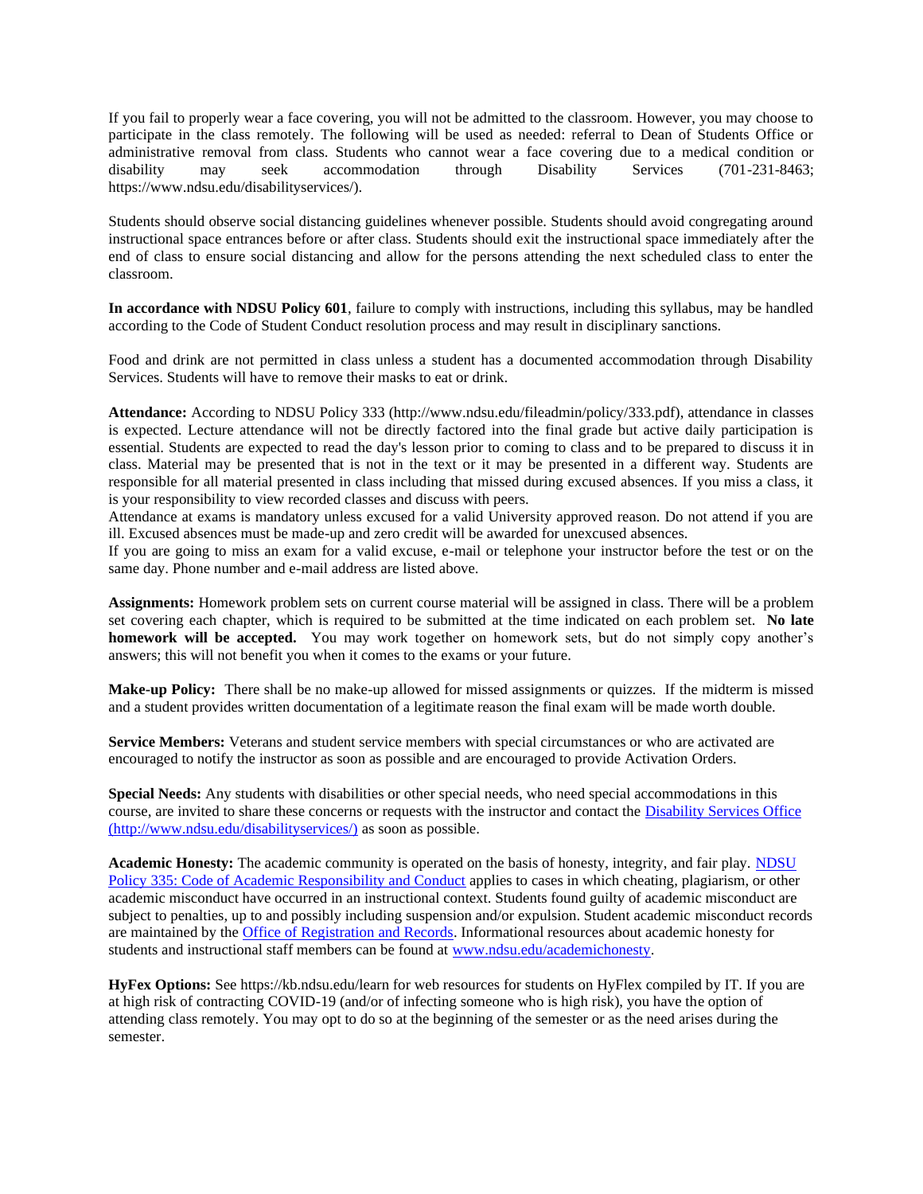If you fail to properly wear a face covering, you will not be admitted to the classroom. However, you may choose to participate in the class remotely. The following will be used as needed: referral to Dean of Students Office or administrative removal from class. Students who cannot wear a face covering due to a medical condition or disability may seek accommodation through Disability Services (701-231-8463; https://www.ndsu.edu/disabilityservices/).

Students should observe social distancing guidelines whenever possible. Students should avoid congregating around instructional space entrances before or after class. Students should exit the instructional space immediately after the end of class to ensure social distancing and allow for the persons attending the next scheduled class to enter the classroom.

**In accordance with NDSU Policy 601**, failure to comply with instructions, including this syllabus, may be handled according to the Code of Student Conduct resolution process and may result in disciplinary sanctions.

Food and drink are not permitted in class unless a student has a documented accommodation through Disability Services. Students will have to remove their masks to eat or drink.

**Attendance:** According to NDSU Policy 333 (http://www.ndsu.edu/fileadmin/policy/333.pdf), attendance in classes is expected. Lecture attendance will not be directly factored into the final grade but active daily participation is essential. Students are expected to read the day's lesson prior to coming to class and to be prepared to discuss it in class. Material may be presented that is not in the text or it may be presented in a different way. Students are responsible for all material presented in class including that missed during excused absences. If you miss a class, it is your responsibility to view recorded classes and discuss with peers.
Attendance at exams is mandatory unless excused for a valid University approved reason. Do not attend if you are ill. Excused absences must be made-up and zero credit will be awarded for unexcused absences.
If you are going to miss an exam for a valid excuse, e-mail or telephone your instructor before the test or on the same day. Phone number and e-mail address are listed above.

**Assignments:** Homework problem sets on current course material will be assigned in class. There will be a problem set covering each chapter, which is required to be submitted at the time indicated on each problem set. **No late homework will be accepted.** You may work together on homework sets, but do not simply copy another's answers; this will not benefit you when it comes to the exams or your future.

**Make-up Policy:** There shall be no make-up allowed for missed assignments or quizzes. If the midterm is missed and a student provides written documentation of a legitimate reason the final exam will be made worth double.

**Service Members:** Veterans and student service members with special circumstances or who are activated are encouraged to notify the instructor as soon as possible and are encouraged to provide Activation Orders.

**Special Needs:** Any students with disabilities or other special needs, who need special accommodations in this course, are invited to share these concerns or requests with the instructor and contact the Disability Services Office (http://www.ndsu.edu/disabilityservices/) as soon as possible.

**Academic Honesty:** The academic community is operated on the basis of honesty, integrity, and fair play. NDSU Policy 335: Code of Academic Responsibility and Conduct applies to cases in which cheating, plagiarism, or other academic misconduct have occurred in an instructional context. Students found guilty of academic misconduct are subject to penalties, up to and possibly including suspension and/or expulsion. Student academic misconduct records are maintained by the Office of Registration and Records. Informational resources about academic honesty for students and instructional staff members can be found at www.ndsu.edu/academichonesty.

**HyFex Options:** See https://kb.ndsu.edu/learn for web resources for students on HyFlex compiled by IT. If you are at high risk of contracting COVID-19 (and/or of infecting someone who is high risk), you have the option of attending class remotely. You may opt to do so at the beginning of the semester or as the need arises during the semester.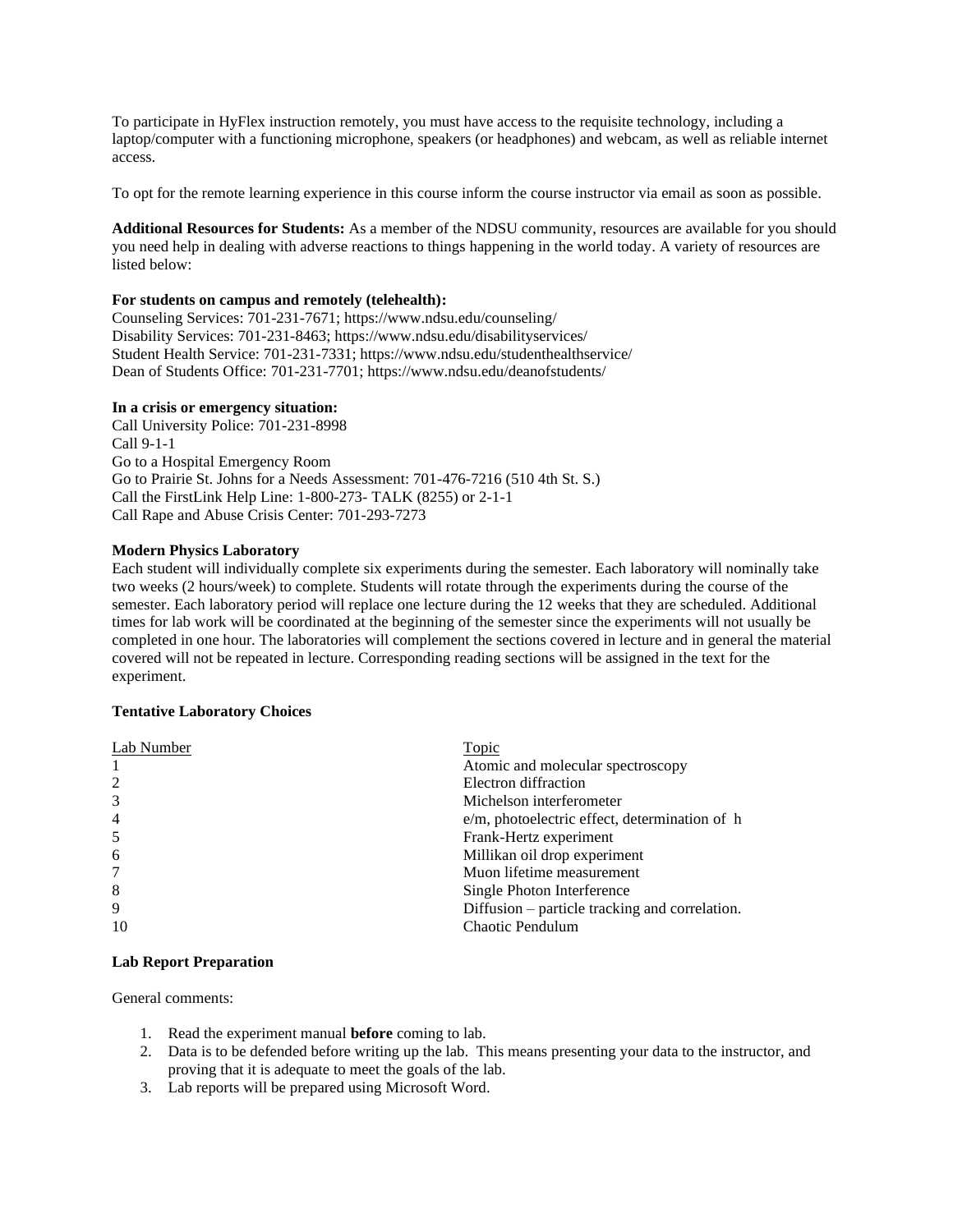To participate in HyFlex instruction remotely, you must have access to the requisite technology, including a laptop/computer with a functioning microphone, speakers (or headphones) and webcam, as well as reliable internet access.

To opt for the remote learning experience in this course inform the course instructor via email as soon as possible.

**Additional Resources for Students:** As a member of the NDSU community, resources are available for you should you need help in dealing with adverse reactions to things happening in the world today. A variety of resources are listed below:

**For students on campus and remotely (telehealth):**

Counseling Services: 701-231-7671; https://www.ndsu.edu/counseling/
Disability Services: 701-231-8463; https://www.ndsu.edu/disabilityservices/
Student Health Service: 701-231-7331; https://www.ndsu.edu/studenthealthservice/
Dean of Students Office: 701-231-7701; https://www.ndsu.edu/deanofstudents/

**In a crisis or emergency situation:**

Call University Police: 701-231-8998
Call 9-1-1
Go to a Hospital Emergency Room
Go to Prairie St. Johns for a Needs Assessment: 701-476-7216 (510 4th St. S.)
Call the FirstLink Help Line: 1-800-273- TALK (8255) or 2-1-1
Call Rape and Abuse Crisis Center: 701-293-7273

**Modern Physics Laboratory**

Each student will individually complete six experiments during the semester. Each laboratory will nominally take two weeks (2 hours/week) to complete. Students will rotate through the experiments during the course of the semester. Each laboratory period will replace one lecture during the 12 weeks that they are scheduled. Additional times for lab work will be coordinated at the beginning of the semester since the experiments will not usually be completed in one hour. The laboratories will complement the sections covered in lecture and in general the material covered will not be repeated in lecture. Corresponding reading sections will be assigned in the text for the experiment.

**Tentative Laboratory Choices**

| Lab Number | Topic |
|---|---|
| 1 | Atomic and molecular spectroscopy |
| 2 | Electron diffraction |
| 3 | Michelson interferometer |
| 4 | e/m, photoelectric effect, determination of h |
| 5 | Frank-Hertz experiment |
| 6 | Millikan oil drop experiment |
| 7 | Muon lifetime measurement |
| 8 | Single Photon Interference |
| 9 | Diffusion – particle tracking and correlation. |
| 10 | Chaotic Pendulum |

**Lab Report Preparation**

General comments:

1. Read the experiment manual **before** coming to lab.
2. Data is to be defended before writing up the lab. This means presenting your data to the instructor, and proving that it is adequate to meet the goals of the lab.
3. Lab reports will be prepared using Microsoft Word.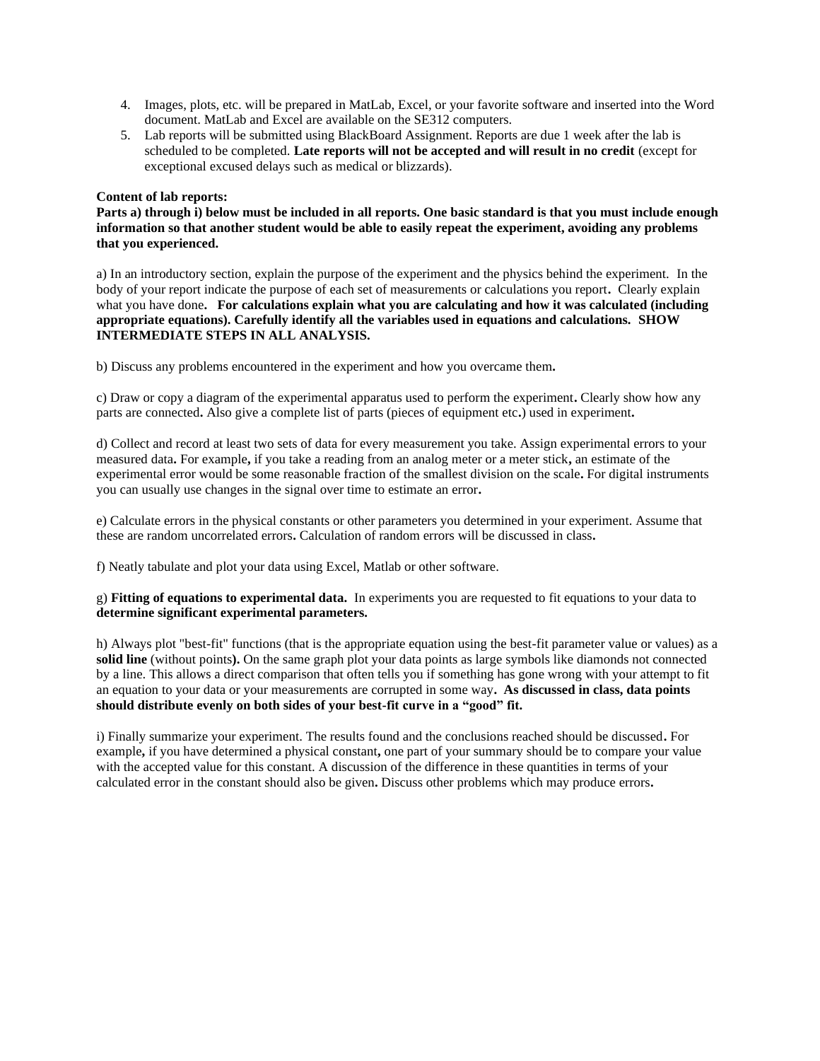4. Images, plots, etc. will be prepared in MatLab, Excel, or your favorite software and inserted into the Word document. MatLab and Excel are available on the SE312 computers.
5. Lab reports will be submitted using BlackBoard Assignment. Reports are due 1 week after the lab is scheduled to be completed. **Late reports will not be accepted and will result in no credit** (except for exceptional excused delays such as medical or blizzards).

**Content of lab reports:**
**Parts a) through i) below must be included in all reports. One basic standard is that you must include enough information so that another student would be able to easily repeat the experiment, avoiding any problems that you experienced.**

a) In an introductory section, explain the purpose of the experiment and the physics behind the experiment. In the body of your report indicate the purpose of each set of measurements or calculations you report. Clearly explain what you have done. **For calculations explain what you are calculating and how it was calculated (including appropriate equations). Carefully identify all the variables used in equations and calculations. SHOW INTERMEDIATE STEPS IN ALL ANALYSIS.**

b) Discuss any problems encountered in the experiment and how you overcame them.

c) Draw or copy a diagram of the experimental apparatus used to perform the experiment. Clearly show how any parts are connected. Also give a complete list of parts (pieces of equipment etc.) used in experiment.

d) Collect and record at least two sets of data for every measurement you take. Assign experimental errors to your measured data. For example, if you take a reading from an analog meter or a meter stick, an estimate of the experimental error would be some reasonable fraction of the smallest division on the scale. For digital instruments you can usually use changes in the signal over time to estimate an error.

e) Calculate errors in the physical constants or other parameters you determined in your experiment. Assume that these are random uncorrelated errors. Calculation of random errors will be discussed in class.

f) Neatly tabulate and plot your data using Excel, Matlab or other software.

g) **Fitting of equations to experimental data.** In experiments you are requested to fit equations to your data to **determine significant experimental parameters.**

h) Always plot "best-fit" functions (that is the appropriate equation using the best-fit parameter value or values) as a **solid line** (without points). On the same graph plot your data points as large symbols like diamonds not connected by a line. This allows a direct comparison that often tells you if something has gone wrong with your attempt to fit an equation to your data or your measurements are corrupted in some way. **As discussed in class, data points should distribute evenly on both sides of your best-fit curve in a "good" fit.**

i) Finally summarize your experiment. The results found and the conclusions reached should be discussed. For example, if you have determined a physical constant, one part of your summary should be to compare your value with the accepted value for this constant. A discussion of the difference in these quantities in terms of your calculated error in the constant should also be given. Discuss other problems which may produce errors.